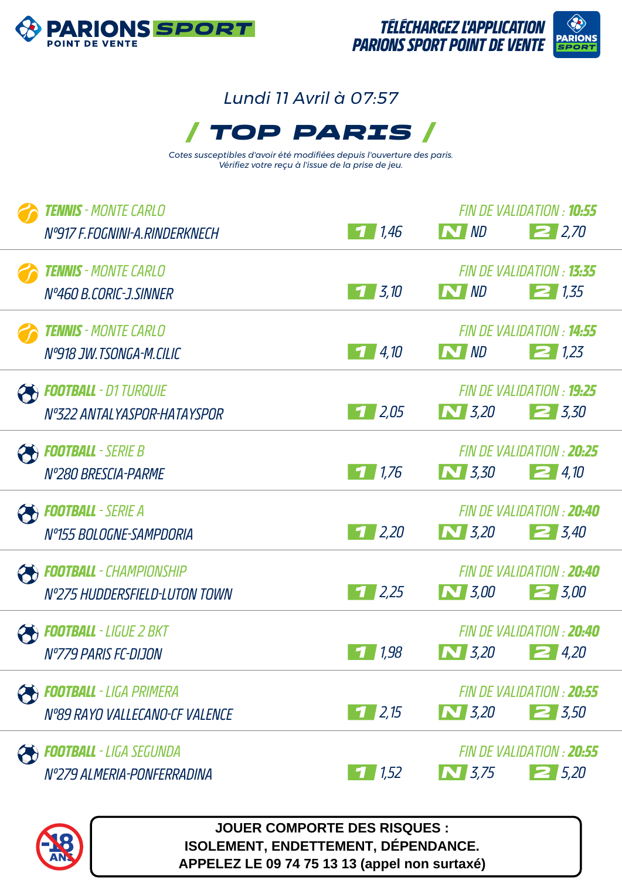**PARIONS SPORT** POINT DE VENTE

**TÉLÉCHARGEZ L'APPLICATION PARIONS SPORT POINT DE VENTE**

*Lundi 11 Avril à 07:57*

# / TOP PARIS /

*Cotes susceptibles d'avoir été modifiées depuis l'ouverture des paris.*
*Vérifiez votre reçu à l'issue de la prise de jeu.*

| Sport - Compétition | Match | Fin de validation | 1 | N | 2 |
|---|---|---|---|---|---|
| **TENNIS** - MONTE CARLO | N°917 F.FOGNINI-A.RINDERKNECH | 10:55 | 1,46 | ND | 2,70 |
| **TENNIS** - MONTE CARLO | N°460 B.CORIC-J.SINNER | 13:35 | 3,10 | ND | 1,35 |
| **TENNIS** - MONTE CARLO | N°918 JW.TSONGA-M.CILIC | 14:55 | 4,10 | ND | 1,23 |
| **FOOTBALL** - D1 TURQUIE | N°322 ANTALYASPOR-HATAYSPOR | 19:25 | 2,05 | 3,20 | 3,30 |
| **FOOTBALL** - SERIE B | N°280 BRESCIA-PARME | 20:25 | 1,76 | 3,30 | 4,10 |
| **FOOTBALL** - SERIE A | N°155 BOLOGNE-SAMPDORIA | 20:40 | 2,20 | 3,20 | 3,40 |
| **FOOTBALL** - CHAMPIONSHIP | N°275 HUDDERSFIELD-LUTON TOWN | 20:40 | 2,25 | 3,00 | 3,00 |
| **FOOTBALL** - LIGUE 2 BKT | N°779 PARIS FC-DIJON | 20:40 | 1,98 | 3,20 | 4,20 |
| **FOOTBALL** - LIGA PRIMERA | N°89 RAYO VALLECANO-CF VALENCE | 20:55 | 2,15 | 3,20 | 3,50 |
| **FOOTBALL** - LIGA SEGUNDA | N°279 ALMERIA-PONFERRADINA | 20:55 | 1,52 | 3,75 | 5,20 |

-18 ANS

**JOUER COMPORTE DES RISQUES : ISOLEMENT, ENDETTEMENT, DÉPENDANCE. APPELEZ LE 09 74 75 13 13 (appel non surtaxé)**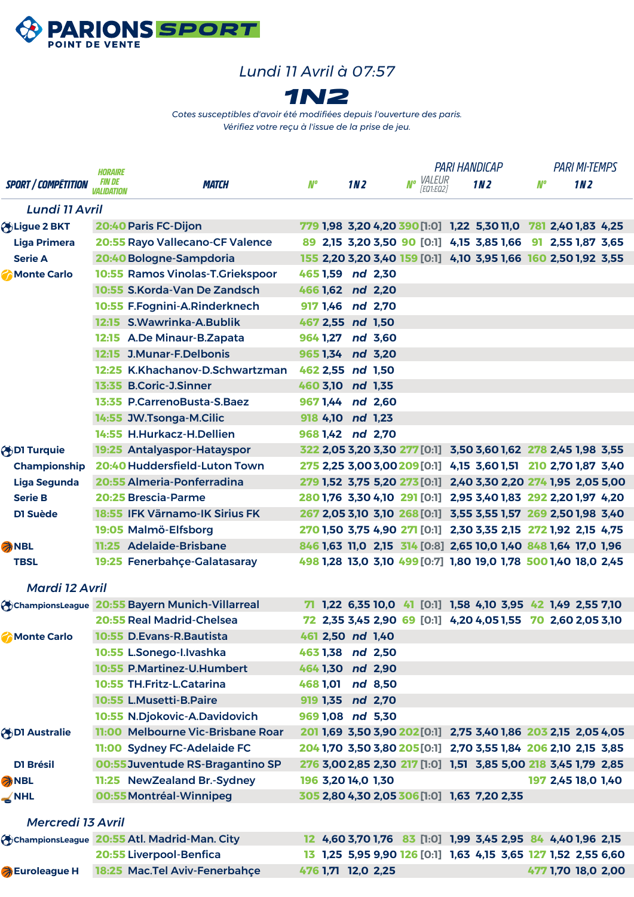**PARIONS SPORT**
POINT DE VENTE

*Lundi 11 Avril à 07:57*

# 1N2

*Cotes susceptibles d'avoir été modifiées depuis l'ouverture des paris.*
*Vérifiez votre reçu à l'issue de la prise de jeu.*

| SPORT / COMPÉTITION | HORAIRE FIN DE VALIDATION | MATCH | N° | 1 | N | 2 | PARI HANDICAP N° | VALEUR [EQ1:EQ2] | 1 | N | 2 | PARI MI-TEMPS N° | 1 | N | 2 |
|---|---|---|---|---|---|---|---|---|---|---|---|---|---|---|---|
| *Lundi 11 Avril* | | | | | | | | | | | | | | | |
| Ligue 2 BKT | 20:40 | Paris FC-Dijon | 779 | 1,98 | 3,20 | 4,20 | 390 | [1:0] | 1,22 | 5,30 | 11,0 | 781 | 2,40 | 1,83 | 4,25 |
| Liga Primera | 20:55 | Rayo Vallecano-CF Valence | 89 | 2,15 | 3,20 | 3,50 | 90 | [0:1] | 4,15 | 3,85 | 1,66 | 91 | 2,55 | 1,87 | 3,65 |
| Serie A | 20:40 | Bologne-Sampdoria | 155 | 2,20 | 3,20 | 3,40 | 159 | [0:1] | 4,10 | 3,95 | 1,66 | 160 | 2,50 | 1,92 | 3,55 |
| Monte Carlo | 10:55 | Ramos Vinolas-T.Griekspoor | 465 | 1,59 | nd | 2,30 | | | | | | | | | |
| | 10:55 | S.Korda-Van De Zandsch | 466 | 1,62 | nd | 2,20 | | | | | | | | | |
| | 10:55 | F.Fognini-A.Rinderknech | 917 | 1,46 | nd | 2,70 | | | | | | | | | |
| | 12:15 | S.Wawrinka-A.Bublik | 467 | 2,55 | nd | 1,50 | | | | | | | | | |
| | 12:15 | A.De Minaur-B.Zapata | 964 | 1,27 | nd | 3,60 | | | | | | | | | |
| | 12:15 | J.Munar-F.Delbonis | 965 | 1,34 | nd | 3,20 | | | | | | | | | |
| | 12:25 | K.Khachanov-D.Schwartzman | 462 | 2,55 | nd | 1,50 | | | | | | | | | |
| | 13:35 | B.Coric-J.Sinner | 460 | 3,10 | nd | 1,35 | | | | | | | | | |
| | 13:35 | P.CarrenoBusta-S.Baez | 967 | 1,44 | nd | 2,60 | | | | | | | | | |
| | 14:55 | JW.Tsonga-M.Cilic | 918 | 4,10 | nd | 1,23 | | | | | | | | | |
| | 14:55 | H.Hurkacz-H.Dellien | 968 | 1,42 | nd | 2,70 | | | | | | | | | |
| D1 Turquie | 19:25 | Antalyaspor-Hatayspor | 322 | 2,05 | 3,20 | 3,30 | 277 | [0:1] | 3,50 | 3,60 | 1,62 | 278 | 2,45 | 1,98 | 3,55 |
| Championship | 20:40 | Huddersfield-Luton Town | 275 | 2,25 | 3,00 | 3,00 | 209 | [0:1] | 4,15 | 3,60 | 1,51 | 210 | 2,70 | 1,87 | 3,40 |
| Liga Segunda | 20:55 | Almeria-Ponferradina | 279 | 1,52 | 3,75 | 5,20 | 273 | [0:1] | 2,40 | 3,30 | 2,20 | 274 | 1,95 | 2,05 | 5,00 |
| Serie B | 20:25 | Brescia-Parme | 280 | 1,76 | 3,30 | 4,10 | 291 | [0:1] | 2,95 | 3,40 | 1,83 | 292 | 2,20 | 1,97 | 4,20 |
| D1 Suède | 18:55 | IFK Värnamo-IK Sirius FK | 267 | 2,05 | 3,10 | 3,10 | 268 | [0:1] | 3,55 | 3,55 | 1,57 | 269 | 2,50 | 1,98 | 3,40 |
| | 19:05 | Malmö-Elfsborg | 270 | 1,50 | 3,75 | 4,90 | 271 | [0:1] | 2,30 | 3,35 | 2,15 | 272 | 1,92 | 2,15 | 4,75 |
| NBL | 11:25 | Adelaide-Brisbane | 846 | 1,63 | 11,0 | 2,15 | 314 | [0:8] | 2,65 | 10,0 | 1,40 | 848 | 1,64 | 17,0 | 1,96 |
| TBSL | 19:25 | Fenerbahçe-Galatasaray | 498 | 1,28 | 13,0 | 3,10 | 499 | [0:7] | 1,80 | 19,0 | 1,78 | 500 | 1,40 | 18,0 | 2,45 |
| *Mardi 12 Avril* | | | | | | | | | | | | | | | |
| ChampionsLeague | 20:55 | Bayern Munich-Villarreal | 71 | 1,22 | 6,35 | 10,0 | 41 | [0:1] | 1,58 | 4,10 | 3,95 | 42 | 1,49 | 2,55 | 7,10 |
| | 20:55 | Real Madrid-Chelsea | 72 | 2,35 | 3,45 | 2,90 | 69 | [0:1] | 4,20 | 4,05 | 1,55 | 70 | 2,60 | 2,05 | 3,10 |
| Monte Carlo | 10:55 | D.Evans-R.Bautista | 461 | 2,50 | nd | 1,40 | | | | | | | | | |
| | 10:55 | L.Sonego-I.Ivashka | 463 | 1,38 | nd | 2,50 | | | | | | | | | |
| | 10:55 | P.Martinez-U.Humbert | 464 | 1,30 | nd | 2,90 | | | | | | | | | |
| | 10:55 | TH.Fritz-L.Catarina | 468 | 1,01 | nd | 8,50 | | | | | | | | | |
| | 10:55 | L.Musetti-B.Paire | 919 | 1,35 | nd | 2,70 | | | | | | | | | |
| | 10:55 | N.Djokovic-A.Davidovich | 969 | 1,08 | nd | 5,30 | | | | | | | | | |
| D1 Australie | 11:00 | Melbourne Vic-Brisbane Roar | 201 | 1,69 | 3,50 | 3,90 | 202 | [0:1] | 2,75 | 3,40 | 1,86 | 203 | 2,15 | 2,05 | 4,05 |
| | 11:00 | Sydney FC-Adelaide FC | 204 | 1,70 | 3,50 | 3,80 | 205 | [0:1] | 2,70 | 3,55 | 1,84 | 206 | 2,10 | 2,15 | 3,85 |
| D1 Brésil | 00:55 | Juventude RS-Bragantino SP | 276 | 3,00 | 2,85 | 2,30 | 217 | [1:0] | 1,51 | 3,85 | 5,00 | 218 | 3,45 | 1,79 | 2,85 |
| NBL | 11:25 | NewZealand Br.-Sydney | 196 | 3,20 | 14,0 | 1,30 | | | | | | 197 | 2,45 | 18,0 | 1,40 |
| NHL | 00:55 | Montréal-Winnipeg | 305 | 2,80 | 4,30 | 2,05 | 306 | [1:0] | 1,63 | 7,20 | 2,35 | | | | |
| *Mercredi 13 Avril* | | | | | | | | | | | | | | | |
| ChampionsLeague | 20:55 | Atl. Madrid-Man. City | 12 | 4,60 | 3,70 | 1,76 | 83 | [1:0] | 1,99 | 3,45 | 2,95 | 84 | 4,40 | 1,96 | 2,15 |
| | 20:55 | Liverpool-Benfica | 13 | 1,25 | 5,95 | 9,90 | 126 | [0:1] | 1,63 | 4,15 | 3,65 | 127 | 1,52 | 2,55 | 6,60 |
| Euroleague H | 18:25 | Mac.Tel Aviv-Fenerbahçe | 476 | 1,71 | 12,0 | 2,25 | | | | | | 477 | 1,70 | 18,0 | 2,00 |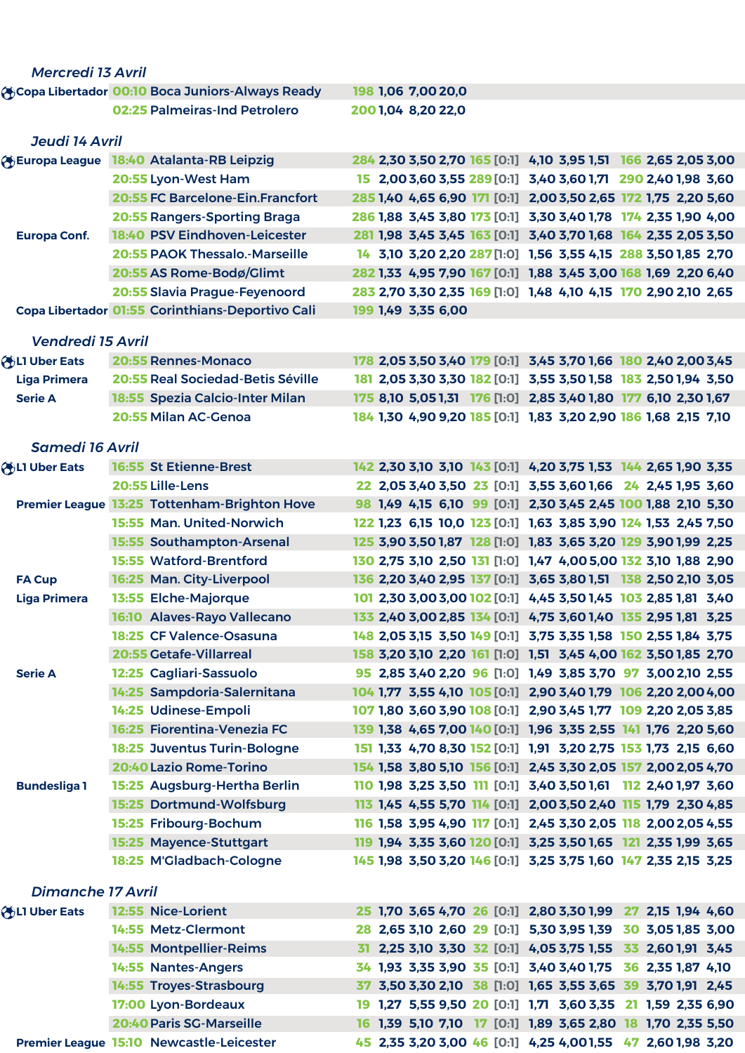### Mercredi 13 Avril

| Compétition | Heure | Match | N° | 1 | N | 2 | N° | Handicap | 1 | N | 2 | N° | 1N | 12 | N2 |
|---|---|---|---|---|---|---|---|---|---|---|---|---|---|---|---|
| Copa Libertador | 00:10 | Boca Juniors-Always Ready | 198 | 1,06 | 7,00 | 20,0 | | | | | | | | | |
| | 02:25 | Palmeiras-Ind Petrolero | 200 | 1,04 | 8,20 | 22,0 | | | | | | | | | |

### Jeudi 14 Avril

| Compétition | Heure | Match | N° | 1 | N | 2 | N° | Handicap | 1 | N | 2 | N° | 1N | 12 | N2 |
|---|---|---|---|---|---|---|---|---|---|---|---|---|---|---|---|
| Europa League | 18:40 | Atalanta-RB Leipzig | 284 | 2,30 | 3,50 | 2,70 | 165 | [0:1] | 4,10 | 3,95 | 1,51 | 166 | 2,65 | 2,05 | 3,00 |
| | 20:55 | Lyon-West Ham | 15 | 2,00 | 3,60 | 3,55 | 289 | [0:1] | 3,40 | 3,60 | 1,71 | 290 | 2,40 | 1,98 | 3,60 |
| | 20:55 | FC Barcelone-Ein.Francfort | 285 | 1,40 | 4,65 | 6,90 | 171 | [0:1] | 2,00 | 3,50 | 2,65 | 172 | 1,75 | 2,20 | 5,60 |
| | 20:55 | Rangers-Sporting Braga | 286 | 1,88 | 3,45 | 3,80 | 173 | [0:1] | 3,30 | 3,40 | 1,78 | 174 | 2,35 | 1,90 | 4,00 |
| Europa Conf. | 18:40 | PSV Eindhoven-Leicester | 281 | 1,98 | 3,45 | 3,45 | 163 | [0:1] | 3,40 | 3,70 | 1,68 | 164 | 2,35 | 2,05 | 3,50 |
| | 20:55 | PAOK Thessalo.-Marseille | 14 | 3,10 | 3,20 | 2,20 | 287 | [1:0] | 1,56 | 3,55 | 4,15 | 288 | 3,50 | 1,85 | 2,70 |
| | 20:55 | AS Rome-Bodø/Glimt | 282 | 1,33 | 4,95 | 7,90 | 167 | [0:1] | 1,88 | 3,45 | 3,00 | 168 | 1,69 | 2,20 | 6,40 |
| | 20:55 | Slavia Prague-Feyenoord | 283 | 2,70 | 3,30 | 2,35 | 169 | [1:0] | 1,48 | 4,10 | 4,15 | 170 | 2,90 | 2,10 | 2,65 |
| Copa Libertador | 01:55 | Corinthians-Deportivo Cali | 199 | 1,49 | 3,35 | 6,00 | | | | | | | | | |

### Vendredi 15 Avril

| Compétition | Heure | Match | N° | 1 | N | 2 | N° | Handicap | 1 | N | 2 | N° | 1N | 12 | N2 |
|---|---|---|---|---|---|---|---|---|---|---|---|---|---|---|---|
| L1 Uber Eats | 20:55 | Rennes-Monaco | 178 | 2,05 | 3,50 | 3,40 | 179 | [0:1] | 3,45 | 3,70 | 1,66 | 180 | 2,40 | 2,00 | 3,45 |
| Liga Primera | 20:55 | Real Sociedad-Betis Séville | 181 | 2,05 | 3,30 | 3,30 | 182 | [0:1] | 3,55 | 3,50 | 1,58 | 183 | 2,50 | 1,94 | 3,50 |
| Serie A | 18:55 | Spezia Calcio-Inter Milan | 175 | 8,10 | 5,05 | 1,31 | 176 | [1:0] | 2,85 | 3,40 | 1,80 | 177 | 6,10 | 2,30 | 1,67 |
| | 20:55 | Milan AC-Genoa | 184 | 1,30 | 4,90 | 9,20 | 185 | [0:1] | 1,83 | 3,20 | 2,90 | 186 | 1,68 | 2,15 | 7,10 |

### Samedi 16 Avril

| Compétition | Heure | Match | N° | 1 | N | 2 | N° | Handicap | 1 | N | 2 | N° | 1N | 12 | N2 |
|---|---|---|---|---|---|---|---|---|---|---|---|---|---|---|---|
| L1 Uber Eats | 16:55 | St Etienne-Brest | 142 | 2,30 | 3,10 | 3,10 | 143 | [0:1] | 4,20 | 3,75 | 1,53 | 144 | 2,65 | 1,90 | 3,35 |
| | 20:55 | Lille-Lens | 22 | 2,05 | 3,40 | 3,50 | 23 | [0:1] | 3,55 | 3,60 | 1,66 | 24 | 2,45 | 1,95 | 3,60 |
| Premier League | 13:25 | Tottenham-Brighton Hove | 98 | 1,49 | 4,15 | 6,10 | 99 | [0:1] | 2,30 | 3,45 | 2,45 | 100 | 1,88 | 2,10 | 5,30 |
| | 15:55 | Man. United-Norwich | 122 | 1,23 | 6,15 | 10,0 | 123 | [0:1] | 1,63 | 3,85 | 3,90 | 124 | 1,53 | 2,45 | 7,50 |
| | 15:55 | Southampton-Arsenal | 125 | 3,90 | 3,50 | 1,87 | 128 | [1:0] | 1,83 | 3,65 | 3,20 | 129 | 3,90 | 1,99 | 2,25 |
| | 15:55 | Watford-Brentford | 130 | 2,75 | 3,10 | 2,50 | 131 | [1:0] | 1,47 | 4,00 | 5,00 | 132 | 3,10 | 1,88 | 2,90 |
| FA Cup | 16:25 | Man. City-Liverpool | 136 | 2,20 | 3,40 | 2,95 | 137 | [0:1] | 3,65 | 3,80 | 1,51 | 138 | 2,50 | 2,10 | 3,05 |
| Liga Primera | 13:55 | Elche-Majorque | 101 | 2,30 | 3,00 | 3,00 | 102 | [0:1] | 4,45 | 3,50 | 1,45 | 103 | 2,85 | 1,81 | 3,40 |
| | 16:10 | Alaves-Rayo Vallecano | 133 | 2,40 | 3,00 | 2,85 | 134 | [0:1] | 4,75 | 3,60 | 1,40 | 135 | 2,95 | 1,81 | 3,25 |
| | 18:25 | CF Valence-Osasuna | 148 | 2,05 | 3,15 | 3,50 | 149 | [0:1] | 3,75 | 3,35 | 1,58 | 150 | 2,55 | 1,84 | 3,75 |
| | 20:55 | Getafe-Villarreal | 158 | 3,20 | 3,10 | 2,20 | 161 | [1:0] | 1,51 | 3,45 | 4,00 | 162 | 3,50 | 1,85 | 2,70 |
| Serie A | 12:25 | Cagliari-Sassuolo | 95 | 2,85 | 3,40 | 2,20 | 96 | [1:0] | 1,49 | 3,85 | 3,70 | 97 | 3,00 | 2,10 | 2,55 |
| | 14:25 | Sampdoria-Salernitana | 104 | 1,77 | 3,55 | 4,10 | 105 | [0:1] | 2,90 | 3,40 | 1,79 | 106 | 2,20 | 2,00 | 4,00 |
| | 14:25 | Udinese-Empoli | 107 | 1,80 | 3,60 | 3,90 | 108 | [0:1] | 2,90 | 3,45 | 1,77 | 109 | 2,20 | 2,05 | 3,85 |
| | 16:25 | Fiorentina-Venezia FC | 139 | 1,38 | 4,65 | 7,00 | 140 | [0:1] | 1,96 | 3,35 | 2,55 | 141 | 1,76 | 2,20 | 5,60 |
| | 18:25 | Juventus Turin-Bologne | 151 | 1,33 | 4,70 | 8,30 | 152 | [0:1] | 1,91 | 3,20 | 2,75 | 153 | 1,73 | 2,15 | 6,60 |
| | 20:40 | Lazio Rome-Torino | 154 | 1,58 | 3,80 | 5,10 | 156 | [0:1] | 2,45 | 3,30 | 2,05 | 157 | 2,00 | 2,05 | 4,70 |
| Bundesliga 1 | 15:25 | Augsburg-Hertha Berlin | 110 | 1,98 | 3,25 | 3,50 | 111 | [0:1] | 3,40 | 3,50 | 1,61 | 112 | 2,40 | 1,97 | 3,60 |
| | 15:25 | Dortmund-Wolfsburg | 113 | 1,45 | 4,55 | 5,70 | 114 | [0:1] | 2,00 | 3,50 | 2,40 | 115 | 1,79 | 2,30 | 4,85 |
| | 15:25 | Fribourg-Bochum | 116 | 1,58 | 3,95 | 4,90 | 117 | [0:1] | 2,45 | 3,30 | 2,05 | 118 | 2,00 | 2,05 | 4,55 |
| | 15:25 | Mayence-Stuttgart | 119 | 1,94 | 3,35 | 3,60 | 120 | [0:1] | 3,25 | 3,50 | 1,65 | 121 | 2,35 | 1,99 | 3,65 |
| | 18:25 | M'Gladbach-Cologne | 145 | 1,98 | 3,50 | 3,20 | 146 | [0:1] | 3,25 | 3,75 | 1,60 | 147 | 2,35 | 2,15 | 3,25 |

### Dimanche 17 Avril

| Compétition | Heure | Match | N° | 1 | N | 2 | N° | Handicap | 1 | N | 2 | N° | 1N | 12 | N2 |
|---|---|---|---|---|---|---|---|---|---|---|---|---|---|---|---|
| L1 Uber Eats | 12:55 | Nice-Lorient | 25 | 1,70 | 3,65 | 4,70 | 26 | [0:1] | 2,80 | 3,30 | 1,99 | 27 | 2,15 | 1,94 | 4,60 |
| | 14:55 | Metz-Clermont | 28 | 2,65 | 3,10 | 2,60 | 29 | [0:1] | 5,30 | 3,95 | 1,39 | 30 | 3,05 | 1,85 | 3,00 |
| | 14:55 | Montpellier-Reims | 31 | 2,25 | 3,10 | 3,30 | 32 | [0:1] | 4,05 | 3,75 | 1,55 | 33 | 2,60 | 1,91 | 3,45 |
| | 14:55 | Nantes-Angers | 34 | 1,93 | 3,35 | 3,90 | 35 | [0:1] | 3,40 | 3,40 | 1,75 | 36 | 2,35 | 1,87 | 4,10 |
| | 14:55 | Troyes-Strasbourg | 37 | 3,50 | 3,30 | 2,10 | 38 | [1:0] | 1,65 | 3,55 | 3,65 | 39 | 3,70 | 1,91 | 2,45 |
| | 17:00 | Lyon-Bordeaux | 19 | 1,27 | 5,55 | 9,50 | 20 | [0:1] | 1,71 | 3,60 | 3,35 | 21 | 1,59 | 2,35 | 6,90 |
| | 20:40 | Paris SG-Marseille | 16 | 1,39 | 5,10 | 7,10 | 17 | [0:1] | 1,89 | 3,65 | 2,80 | 18 | 1,70 | 2,35 | 5,50 |
| Premier League | 15:10 | Newcastle-Leicester | 45 | 2,35 | 3,20 | 3,00 | 46 | [0:1] | 4,25 | 4,00 | 1,55 | 47 | 2,60 | 1,98 | 3,20 |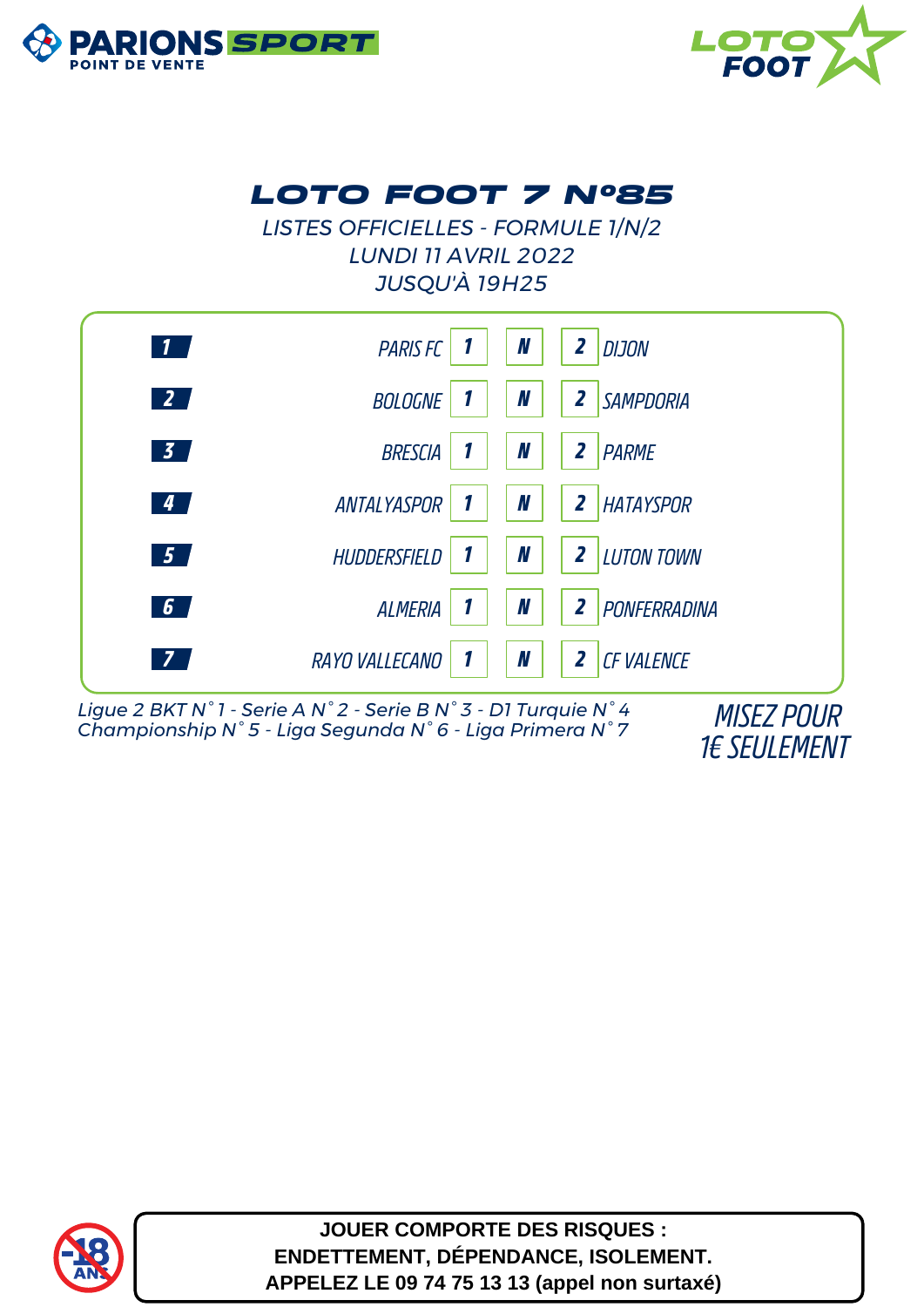PARIONS SPORT
POINT DE VENTE

LOTO FOOT

# LOTO FOOT 7 N°85

*LISTES OFFICIELLES - FORMULE 1/N/2*
*LUNDI 11 AVRIL 2022*
*JUSQU'À 19H25*

| | | | | | |
|---|---|---|---|---|---|
| 1 | PARIS FC | 1 | N | 2 | DIJON |
| 2 | BOLOGNE | 1 | N | 2 | SAMPDORIA |
| 3 | BRESCIA | 1 | N | 2 | PARME |
| 4 | ANTALYASPOR | 1 | N | 2 | HATAYSPOR |
| 5 | HUDDERSFIELD | 1 | N | 2 | LUTON TOWN |
| 6 | ALMERIA | 1 | N | 2 | PONFERRADINA |
| 7 | RAYO VALLECANO | 1 | N | 2 | CF VALENCE |

*Ligue 2 BKT N°1 - Serie A N°2 - Serie B N°3 - D1 Turquie N°4*
*Championship N°5 - Liga Segunda N°6 - Liga Primera N°7*

*MISEZ POUR 1€ SEULEMENT*

-18 ANS

**JOUER COMPORTE DES RISQUES :**
**ENDETTEMENT, DÉPENDANCE, ISOLEMENT.**
**APPELEZ LE 09 74 75 13 13 (appel non surtaxé)**